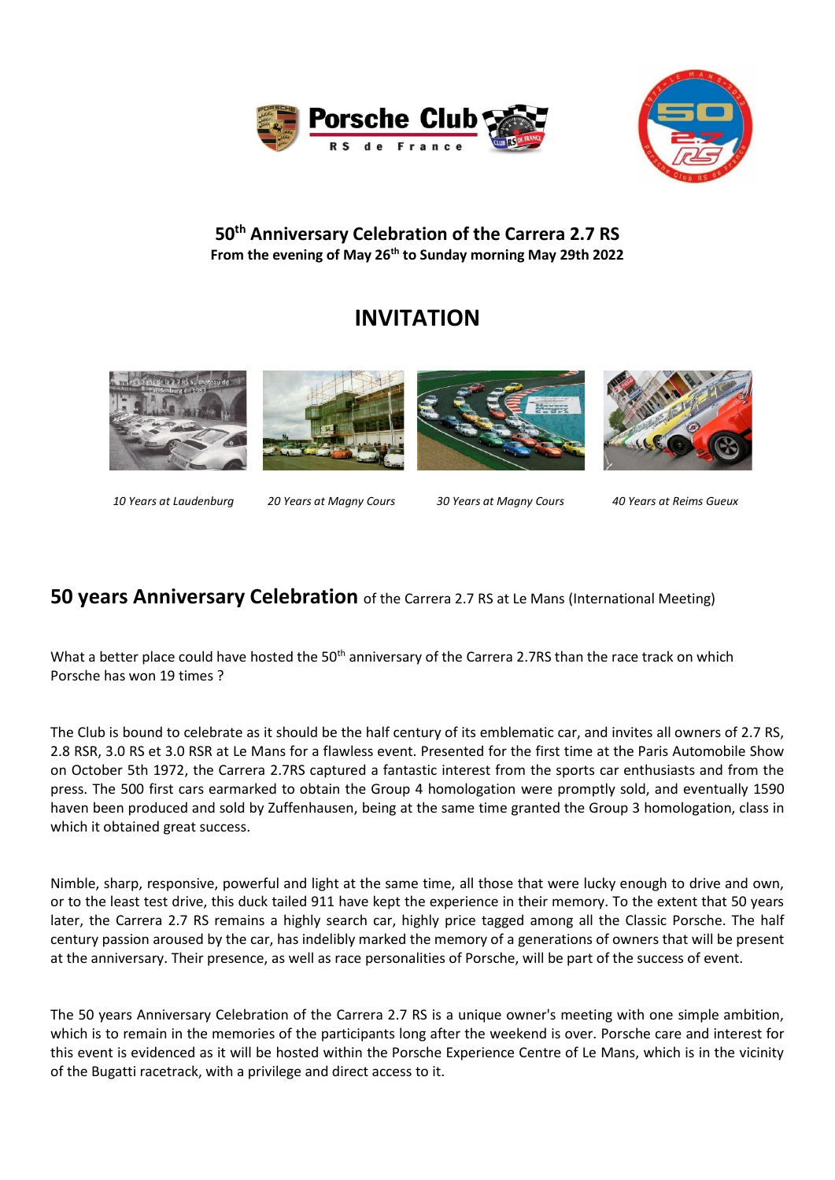## 50th Anniversary Celebration of the Carrera 2.7 RS

**From the evening of May 26th to Sunday morning May 29th 2022**

# INVITATION

*10 Years at Laudenburg* *20 Years at Magny Cours* *30 Years at Magny Cours* *40 Years at Reims Gueux*

## **50 years Anniversary Celebration** of the Carrera 2.7 RS at Le Mans (International Meeting)

What a better place could have hosted the 50th anniversary of the Carrera 2.7RS than the race track on which Porsche has won 19 times ?

The Club is bound to celebrate as it should be the half century of its emblematic car, and invites all owners of 2.7 RS, 2.8 RSR, 3.0 RS et 3.0 RSR at Le Mans for a flawless event. Presented for the first time at the Paris Automobile Show on October 5th 1972, the Carrera 2.7RS captured a fantastic interest from the sports car enthusiasts and from the press. The 500 first cars earmarked to obtain the Group 4 homologation were promptly sold, and eventually 1590 haven been produced and sold by Zuffenhausen, being at the same time granted the Group 3 homologation, class in which it obtained great success.

Nimble, sharp, responsive, powerful and light at the same time, all those that were lucky enough to drive and own, or to the least test drive, this duck tailed 911 have kept the experience in their memory. To the extent that 50 years later, the Carrera 2.7 RS remains a highly search car, highly price tagged among all the Classic Porsche. The half century passion aroused by the car, has indelibly marked the memory of a generations of owners that will be present at the anniversary. Their presence, as well as race personalities of Porsche, will be part of the success of event.

The 50 years Anniversary Celebration of the Carrera 2.7 RS is a unique owner's meeting with one simple ambition, which is to remain in the memories of the participants long after the weekend is over. Porsche care and interest for this event is evidenced as it will be hosted within the Porsche Experience Centre of Le Mans, which is in the vicinity of the Bugatti racetrack, with a privilege and direct access to it.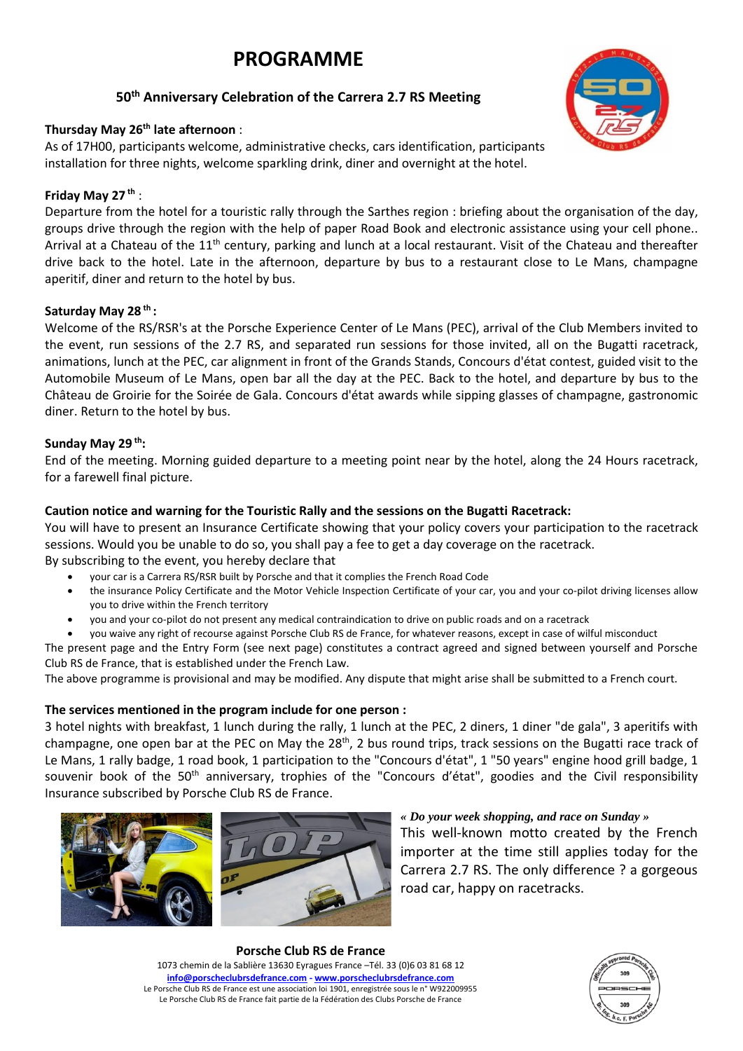# PROGRAMME

### 50th Anniversary Celebration of the Carrera 2.7 RS Meeting

**Thursday May 26th late afternoon** :
As of 17H00, participants welcome, administrative checks, cars identification, participants installation for three nights, welcome sparkling drink, diner and overnight at the hotel.

**Friday May 27 th** :
Departure from the hotel for a touristic rally through the Sarthes region : briefing about the organisation of the day, groups drive through the region with the help of paper Road Book and electronic assistance using your cell phone.. Arrival at a Chateau of the 11th century, parking and lunch at a local restaurant. Visit of the Chateau and thereafter drive back to the hotel. Late in the afternoon, departure by bus to a restaurant close to Le Mans, champagne aperitif, diner and return to the hotel by bus.

**Saturday May 28 th :**
Welcome of the RS/RSR's at the Porsche Experience Center of Le Mans (PEC), arrival of the Club Members invited to the event, run sessions of the 2.7 RS, and separated run sessions for those invited, all on the Bugatti racetrack, animations, lunch at the PEC, car alignment in front of the Grands Stands, Concours d'état contest, guided visit to the Automobile Museum of Le Mans, open bar all the day at the PEC. Back to the hotel, and departure by bus to the Château de Groirie for the Soirée de Gala. Concours d'état awards while sipping glasses of champagne, gastronomic diner. Return to the hotel by bus.

**Sunday May 29 th:**
End of the meeting. Morning guided departure to a meeting point near by the hotel, along the 24 Hours racetrack, for a farewell final picture.

**Caution notice and warning for the Touristic Rally and the sessions on the Bugatti Racetrack:**
You will have to present an Insurance Certificate showing that your policy covers your participation to the racetrack sessions. Would you be unable to do so, you shall pay a fee to get a day coverage on the racetrack.
By subscribing to the event, you hereby declare that

- your car is a Carrera RS/RSR built by Porsche and that it complies the French Road Code
- the insurance Policy Certificate and the Motor Vehicle Inspection Certificate of your car, you and your co-pilot driving licenses allow you to drive within the French territory
- you and your co-pilot do not present any medical contraindication to drive on public roads and on a racetrack
- you waive any right of recourse against Porsche Club RS de France, for whatever reasons, except in case of wilful misconduct

The present page and the Entry Form (see next page) constitutes a contract agreed and signed between yourself and Porsche Club RS de France, that is established under the French Law.
The above programme is provisional and may be modified. Any dispute that might arise shall be submitted to a French court.

**The services mentioned in the program include for one person :**
3 hotel nights with breakfast, 1 lunch during the rally, 1 lunch at the PEC, 2 diners, 1 diner "de gala", 3 aperitifs with champagne, one open bar at the PEC on May the 28th, 2 bus round trips, track sessions on the Bugatti race track of Le Mans, 1 rally badge, 1 road book, 1 participation to the "Concours d'état", 1 "50 years" engine hood grill badge, 1 souvenir book of the 50th anniversary, trophies of the "Concours d'état", goodies and the Civil responsibility Insurance subscribed by Porsche Club RS de France.

***« Do your week shopping, and race on Sunday »***
This well-known motto created by the French importer at the time still applies today for the Carrera 2.7 RS. The only difference ? a gorgeous road car, happy on racetracks.

**Porsche Club RS de France**
1073 chemin de la Sablière 13630 Eyragues France –Tél. 33 (0)6 03 81 68 12
info@porscheclubrsdefrance.com - www.porscheclubrsdefrance.com
Le Porsche Club RS de France est une association loi 1901, enregistrée sous le n° W922009955
Le Porsche Club RS de France fait partie de la Fédération des Clubs Porsche de France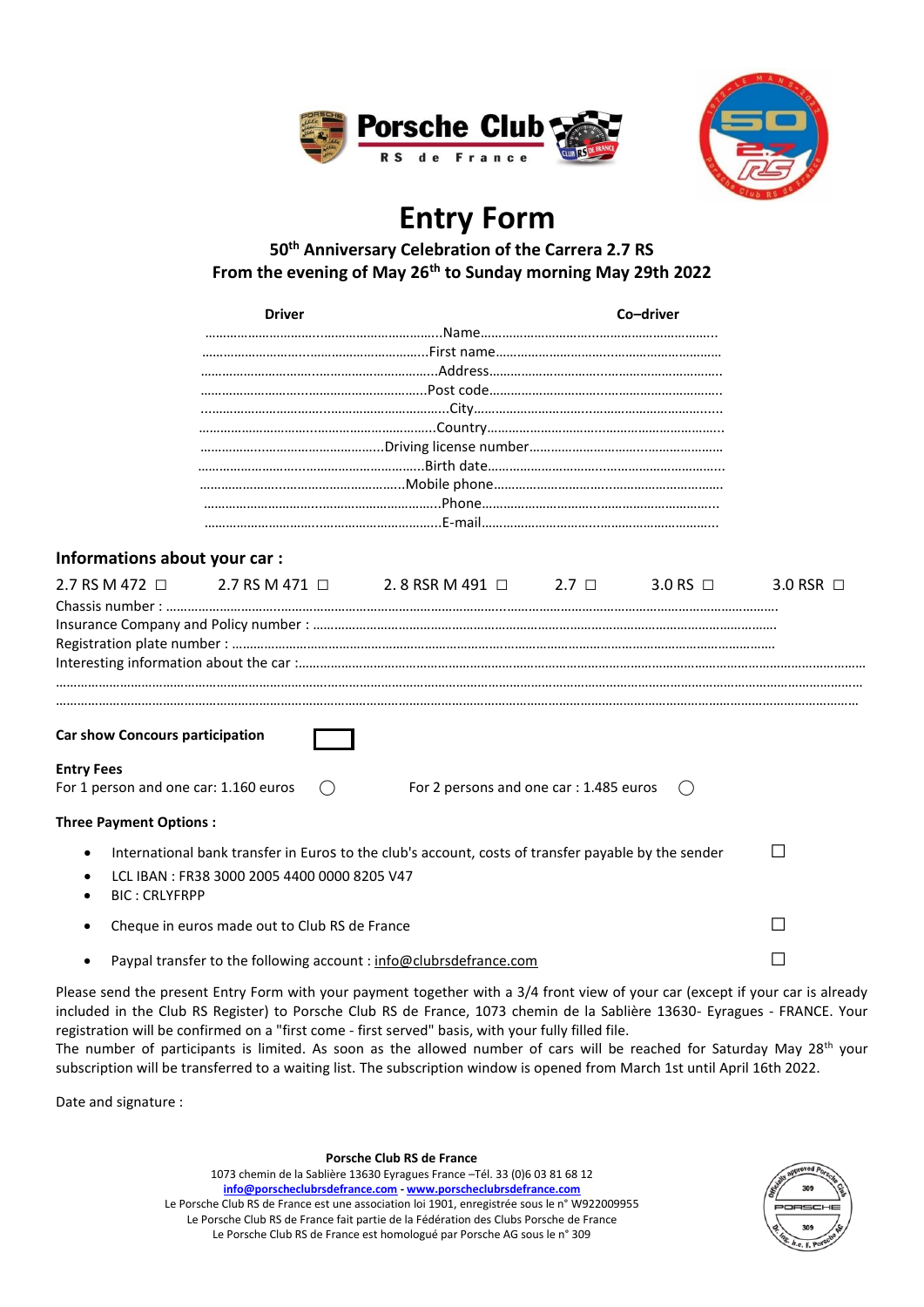Porsche Club

RS de France

# Entry Form

### 50th Anniversary Celebration of the Carrera 2.7 RS
### From the evening of May 26th to Sunday morning May 29th 2022

| Driver | | Co–driver |
|---|---|---|
| ………………………… | Name | ………………………… |
| ………………………… | First name | ………………………… |
| ………………………… | Address | ………………………… |
| ………………………… | Post code | ………………………… |
| ………………………… | City | ………………………… |
| ………………………… | Country | ………………………… |
| ………………………… | Driving license number | ………………………… |
| ………………………… | Birth date | ………………………… |
| ………………………… | Mobile phone | ………………………… |
| ………………………… | Phone | ………………………… |
| ………………………… | E-mail | ………………………… |

## Informations about your car :

2.7 RS M 472 ☐ 2.7 RS M 471 ☐ 2. 8 RSR M 491 ☐ 2.7 ☐ 3.0 RS ☐ 3.0 RSR ☐

Chassis number : ……………………………………………………………………………………

Insurance Company and Policy number : ……………………………………………………………

Registration plate number : …………………………………………………………………………

Interesting information about the car :……………………………………………………………

…………………………………………………………………………………………………………

…………………………………………………………………………………………………………

**Car show Concours participation** ☐

**Entry Fees**

For 1 person and one car: 1.160 euros ◯ For 2 persons and one car : 1.485 euros ◯

**Three Payment Options :**

- International bank transfer in Euros to the club's account, costs of transfer payable by the sender ☐
- LCL IBAN : FR38 3000 2005 4400 0000 8205 V47
- BIC : CRLYFRPP
- Cheque in euros made out to Club RS de France ☐
- Paypal transfer to the following account : info@clubrsdefrance.com ☐

Please send the present Entry Form with your payment together with a 3/4 front view of your car (except if your car is already included in the Club RS Register) to Porsche Club RS de France, 1073 chemin de la Sablière 13630- Eyragues - FRANCE. Your registration will be confirmed on a "first come - first served" basis, with your fully filled file.
The number of participants is limited. As soon as the allowed number of cars will be reached for Saturday May 28th your subscription will be transferred to a waiting list. The subscription window is opened from March 1st until April 16th 2022.

Date and signature :

**Porsche Club RS de France**
1073 chemin de la Sablière 13630 Eyragues France –Tél. 33 (0)6 03 81 68 12
info@porscheclubrsdefrance.com - www.porscheclubrsdefrance.com
Le Porsche Club RS de France est une association loi 1901, enregistrée sous le n° W922009955
Le Porsche Club RS de France fait partie de la Fédération des Clubs Porsche de France
Le Porsche Club RS de France est homologué par Porsche AG sous le n° 309